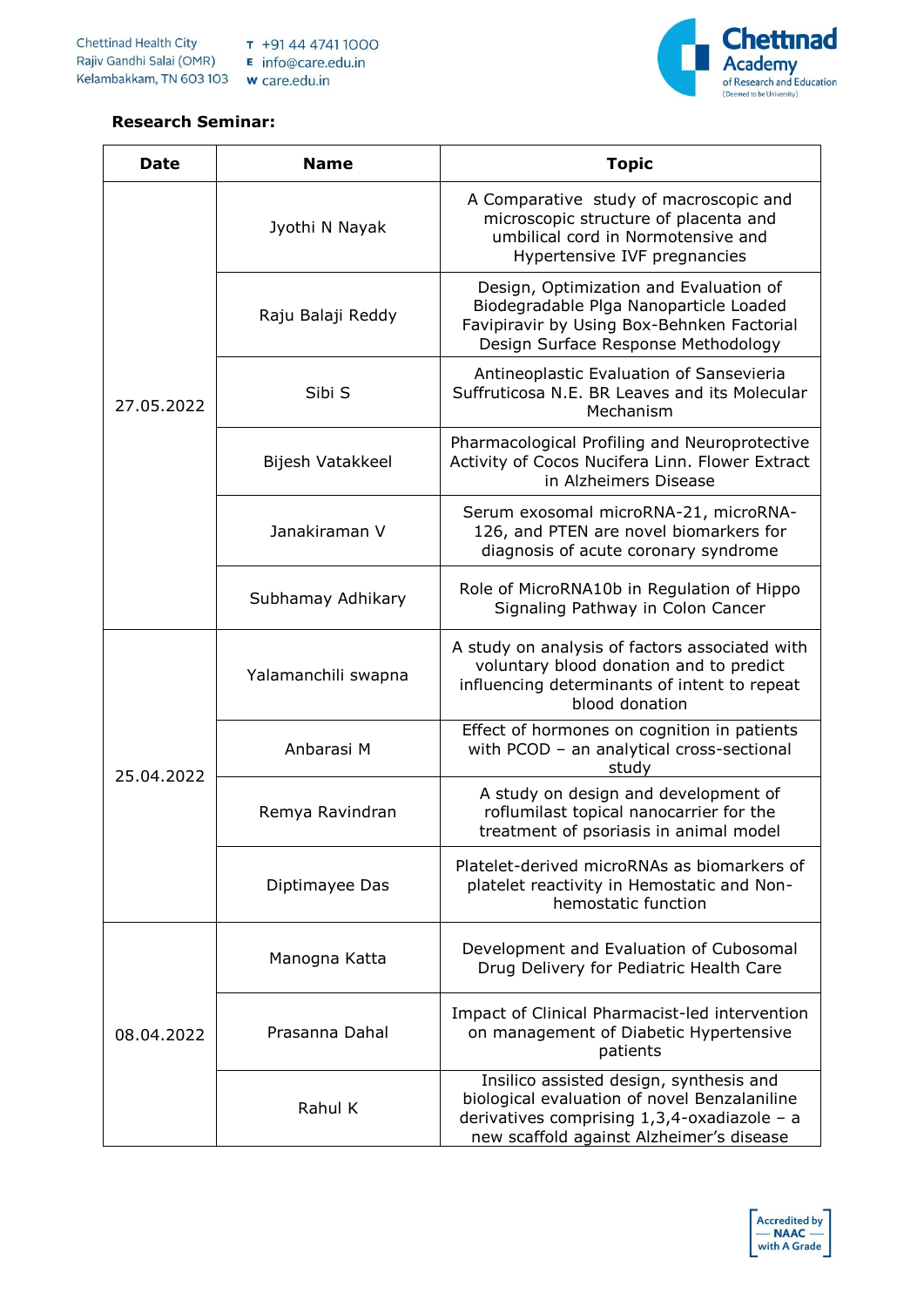**Research Seminar:**

| Date | Name | Topic |
|---|---|---|
| 27.05.2022 | Jyothi N Nayak | A Comparative study of macroscopic and microscopic structure of placenta and umbilical cord in Normotensive and Hypertensive IVF pregnancies |
| | Raju Balaji Reddy | Design, Optimization and Evaluation of Biodegradable Plga Nanoparticle Loaded Favipiravir by Using Box-Behnken Factorial Design Surface Response Methodology |
| | Sibi S | Antineoplastic Evaluation of Sansevieria Suffruticosa N.E. BR Leaves and its Molecular Mechanism |
| | Bijesh Vatakkeel | Pharmacological Profiling and Neuroprotective Activity of Cocos Nucifera Linn. Flower Extract in Alzheimers Disease |
| | Janakiraman V | Serum exosomal microRNA-21, microRNA-126, and PTEN are novel biomarkers for diagnosis of acute coronary syndrome |
| | Subhamay Adhikary | Role of MicroRNA10b in Regulation of Hippo Signaling Pathway in Colon Cancer |
| 25.04.2022 | Yalamanchili swapna | A study on analysis of factors associated with voluntary blood donation and to predict influencing determinants of intent to repeat blood donation |
| | Anbarasi M | Effect of hormones on cognition in patients with PCOD – an analytical cross-sectional study |
| | Remya Ravindran | A study on design and development of roflumilast topical nanocarrier for the treatment of psoriasis in animal model |
| | Diptimayee Das | Platelet-derived microRNAs as biomarkers of platelet reactivity in Hemostatic and Non-hemostatic function |
| 08.04.2022 | Manogna Katta | Development and Evaluation of Cubosomal Drug Delivery for Pediatric Health Care |
| | Prasanna Dahal | Impact of Clinical Pharmacist-led intervention on management of Diabetic Hypertensive patients |
| | Rahul K | Insilico assisted design, synthesis and biological evaluation of novel Benzalaniline derivatives comprising 1,3,4-oxadiazole – a new scaffold against Alzheimer's disease |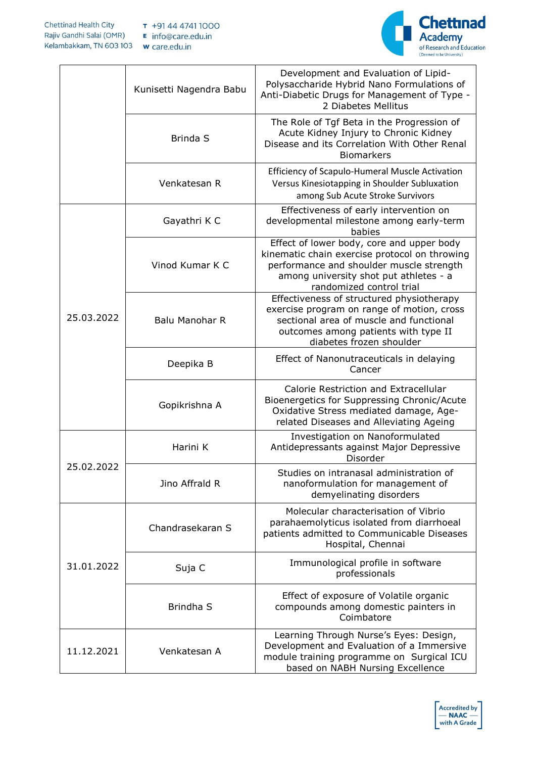| | | |
|---|---|---|
| | Kunisetti Nagendra Babu | Development and Evaluation of Lipid-Polysaccharide Hybrid Nano Formulations of Anti-Diabetic Drugs for Management of Type - 2 Diabetes Mellitus |
| | Brinda S | The Role of Tgf Beta in the Progression of Acute Kidney Injury to Chronic Kidney Disease and its Correlation With Other Renal Biomarkers |
| | Venkatesan R | Efficiency of Scapulo-Humeral Muscle Activation Versus Kinesiotapping in Shoulder Subluxation among Sub Acute Stroke Survivors |
| 25.03.2022 | Gayathri K C | Effectiveness of early intervention on developmental milestone among early-term babies |
| | Vinod Kumar K C | Effect of lower body, core and upper body kinematic chain exercise protocol on throwing performance and shoulder muscle strength among university shot put athletes - a randomized control trial |
| | Balu Manohar R | Effectiveness of structured physiotherapy exercise program on range of motion, cross sectional area of muscle and functional outcomes among patients with type II diabetes frozen shoulder |
| | Deepika B | Effect of Nanonutraceuticals in delaying Cancer |
| | Gopikrishna A | Calorie Restriction and Extracellular Bioenergetics for Suppressing Chronic/Acute Oxidative Stress mediated damage, Age-related Diseases and Alleviating Ageing |
| 25.02.2022 | Harini K | Investigation on Nanoformulated Antidepressants against Major Depressive Disorder |
| | Jino Affrald R | Studies on intranasal administration of nanoformulation for management of demyelinating disorders |
| 31.01.2022 | Chandrasekaran S | Molecular characterisation of Vibrio parahaemolyticus isolated from diarrhoeal patients admitted to Communicable Diseases Hospital, Chennai |
| | Suja C | Immunological profile in software professionals |
| | Brindha S | Effect of exposure of Volatile organic compounds among domestic painters in Coimbatore |
| 11.12.2021 | Venkatesan A | Learning Through Nurse's Eyes: Design, Development and Evaluation of a Immersive module training programme on Surgical ICU based on NABH Nursing Excellence |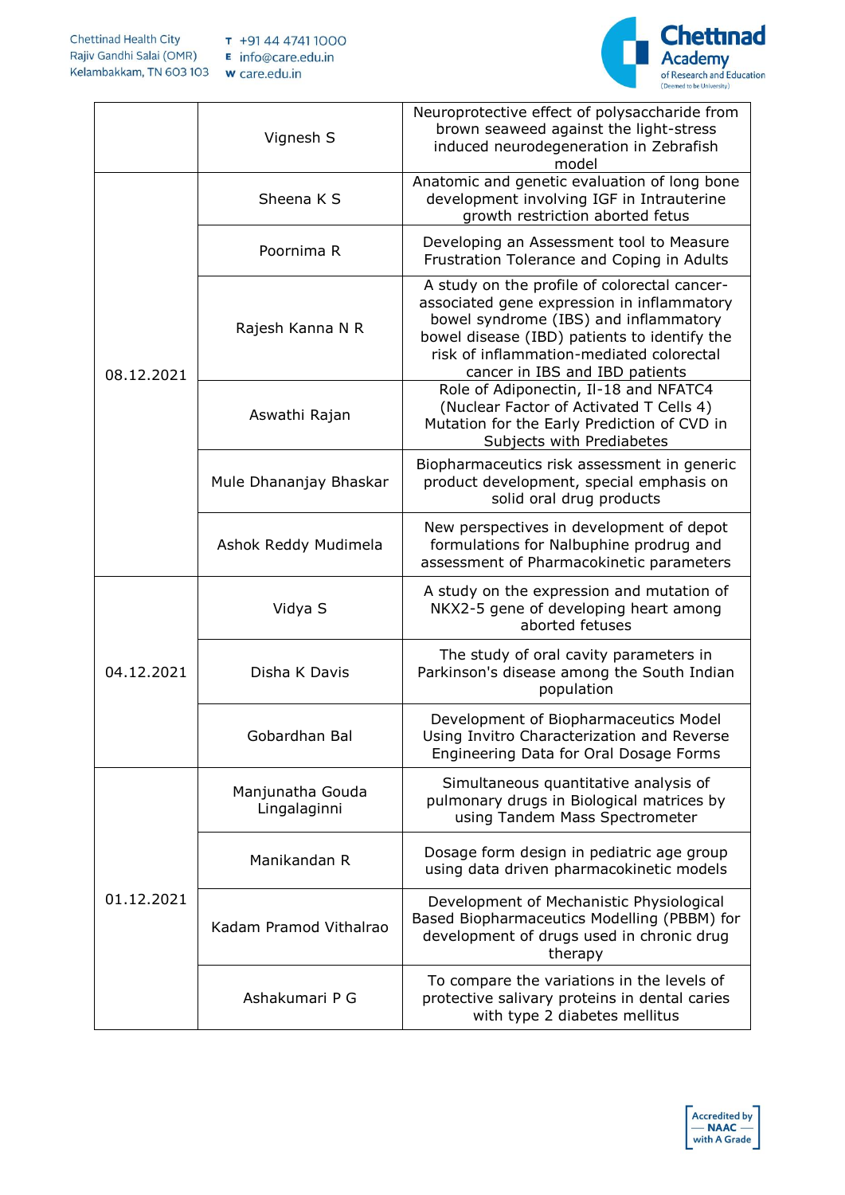| | | |
|---|---|---|
| | Vignesh S | Neuroprotective effect of polysaccharide from brown seaweed against the light-stress induced neurodegeneration in Zebrafish model |
| 08.12.2021 | Sheena K S | Anatomic and genetic evaluation of long bone development involving IGF in Intrauterine growth restriction aborted fetus |
| | Poornima R | Developing an Assessment tool to Measure Frustration Tolerance and Coping in Adults |
| | Rajesh Kanna N R | A study on the profile of colorectal cancer-associated gene expression in inflammatory bowel syndrome (IBS) and inflammatory bowel disease (IBD) patients to identify the risk of inflammation-mediated colorectal cancer in IBS and IBD patients |
| | Aswathi Rajan | Role of Adiponectin, Il-18 and NFATC4 (Nuclear Factor of Activated T Cells 4) Mutation for the Early Prediction of CVD in Subjects with Prediabetes |
| | Mule Dhananjay Bhaskar | Biopharmaceutics risk assessment in generic product development, special emphasis on solid oral drug products |
| | Ashok Reddy Mudimela | New perspectives in development of depot formulations for Nalbuphine prodrug and assessment of Pharmacokinetic parameters |
| 04.12.2021 | Vidya S | A study on the expression and mutation of NKX2-5 gene of developing heart among aborted fetuses |
| | Disha K Davis | The study of oral cavity parameters in Parkinson's disease among the South Indian population |
| | Gobardhan Bal | Development of Biopharmaceutics Model Using Invitro Characterization and Reverse Engineering Data for Oral Dosage Forms |
| 01.12.2021 | Manjunatha Gouda Lingalaginni | Simultaneous quantitative analysis of pulmonary drugs in Biological matrices by using Tandem Mass Spectrometer |
| | Manikandan R | Dosage form design in pediatric age group using data driven pharmacokinetic models |
| | Kadam Pramod Vithalrao | Development of Mechanistic Physiological Based Biopharmaceutics Modelling (PBBM) for development of drugs used in chronic drug therapy |
| | Ashakumari P G | To compare the variations in the levels of protective salivary proteins in dental caries with type 2 diabetes mellitus |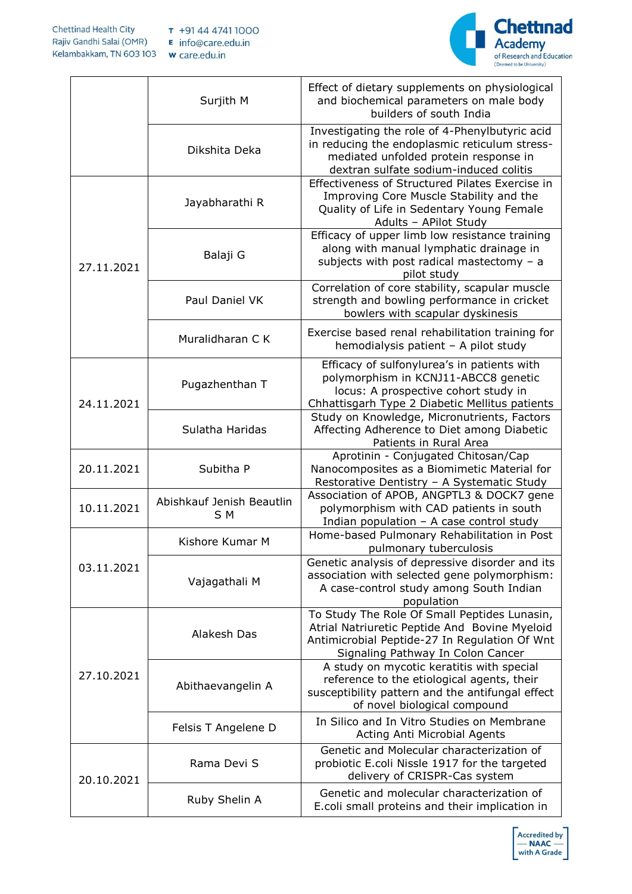| | | |
|---|---|---|
| | Surjith M | Effect of dietary supplements on physiological and biochemical parameters on male body builders of south India |
| | Dikshita Deka | Investigating the role of 4-Phenylbutyric acid in reducing the endoplasmic reticulum stress-mediated unfolded protein response in dextran sulfate sodium-induced colitis |
| 27.11.2021 | Jayabharathi R | Effectiveness of Structured Pilates Exercise in Improving Core Muscle Stability and the Quality of Life in Sedentary Young Female Adults – APilot Study |
| | Balaji G | Efficacy of upper limb low resistance training along with manual lymphatic drainage in subjects with post radical mastectomy – a pilot study |
| | Paul Daniel VK | Correlation of core stability, scapular muscle strength and bowling performance in cricket bowlers with scapular dyskinesis |
| | Muralidharan C K | Exercise based renal rehabilitation training for hemodialysis patient – A pilot study |
| 24.11.2021 | Pugazhenthan T | Efficacy of sulfonylurea's in patients with polymorphism in KCNJ11-ABCC8 genetic locus: A prospective cohort study in Chhattisgarh Type 2 Diabetic Mellitus patients |
| | Sulatha Haridas | Study on Knowledge, Micronutrients, Factors Affecting Adherence to Diet among Diabetic Patients in Rural Area |
| 20.11.2021 | Subitha P | Aprotinin - Conjugated Chitosan/Cap Nanocomposites as a Biomimetic Material for Restorative Dentistry – A Systematic Study |
| 10.11.2021 | Abishkauf Jenish Beautlin S M | Association of APOB, ANGPTL3 & DOCK7 gene polymorphism with CAD patients in south Indian population – A case control study |
| 03.11.2021 | Kishore Kumar M | Home-based Pulmonary Rehabilitation in Post pulmonary tuberculosis |
| | Vajagathali M | Genetic analysis of depressive disorder and its association with selected gene polymorphism: A case-control study among South Indian population |
| 27.10.2021 | Alakesh Das | To Study The Role Of Small Peptides Lunasin, Atrial Natriuretic Peptide And Bovine Myeloid Antimicrobial Peptide-27 In Regulation Of Wnt Signaling Pathway In Colon Cancer |
| | Abithaevangelin A | A study on mycotic keratitis with special reference to the etiological agents, their susceptibility pattern and the antifungal effect of novel biological compound |
| | Felsis T Angelene D | In Silico and In Vitro Studies on Membrane Acting Anti Microbial Agents |
| 20.10.2021 | Rama Devi S | Genetic and Molecular characterization of probiotic E.coli Nissle 1917 for the targeted delivery of CRISPR-Cas system |
| | Ruby Shelin A | Genetic and molecular characterization of E.coli small proteins and their implication in |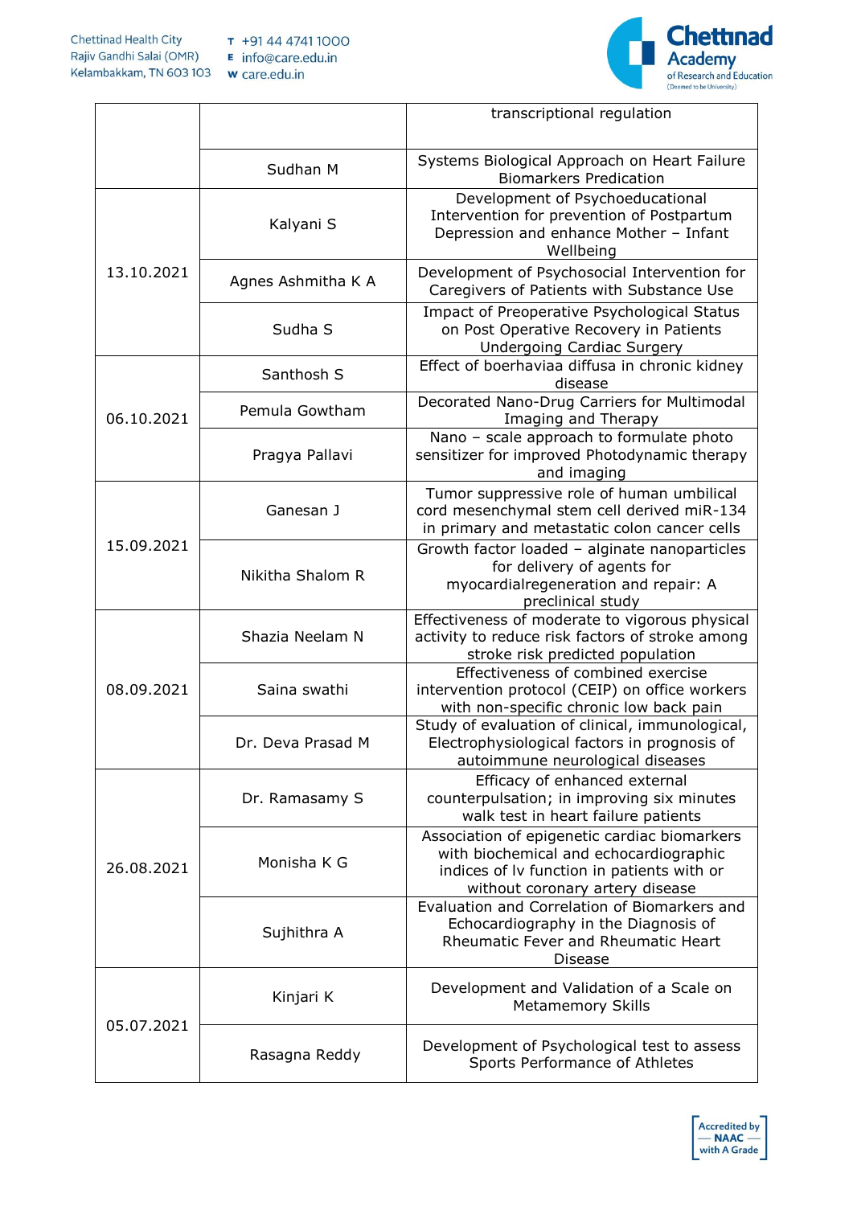| | | |
|---|---|---|
| | | transcriptional regulation |
| | Sudhan M | Systems Biological Approach on Heart Failure Biomarkers Predication |
| 13.10.2021 | Kalyani S | Development of Psychoeducational Intervention for prevention of Postpartum Depression and enhance Mother – Infant Wellbeing |
| | Agnes Ashmitha K A | Development of Psychosocial Intervention for Caregivers of Patients with Substance Use |
| | Sudha S | Impact of Preoperative Psychological Status on Post Operative Recovery in Patients Undergoing Cardiac Surgery |
| 06.10.2021 | Santhosh S | Effect of boerhaviaa diffusa in chronic kidney disease |
| | Pemula Gowtham | Decorated Nano-Drug Carriers for Multimodal Imaging and Therapy |
| | Pragya Pallavi | Nano – scale approach to formulate photo sensitizer for improved Photodynamic therapy and imaging |
| 15.09.2021 | Ganesan J | Tumor suppressive role of human umbilical cord mesenchymal stem cell derived miR-134 in primary and metastatic colon cancer cells |
| | Nikitha Shalom R | Growth factor loaded – alginate nanoparticles for delivery of agents for myocardialregeneration and repair: A preclinical study |
| 08.09.2021 | Shazia Neelam N | Effectiveness of moderate to vigorous physical activity to reduce risk factors of stroke among stroke risk predicted population |
| | Saina swathi | Effectiveness of combined exercise intervention protocol (CEIP) on office workers with non-specific chronic low back pain |
| | Dr. Deva Prasad M | Study of evaluation of clinical, immunological, Electrophysiological factors in prognosis of autoimmune neurological diseases |
| 26.08.2021 | Dr. Ramasamy S | Efficacy of enhanced external counterpulsation; in improving six minutes walk test in heart failure patients |
| | Monisha K G | Association of epigenetic cardiac biomarkers with biochemical and echocardiographic indices of lv function in patients with or without coronary artery disease |
| | Sujhithra A | Evaluation and Correlation of Biomarkers and Echocardiography in the Diagnosis of Rheumatic Fever and Rheumatic Heart Disease |
| 05.07.2021 | Kinjari K | Development and Validation of a Scale on Metamemory Skills |
| | Rasagna Reddy | Development of Psychological test to assess Sports Performance of Athletes |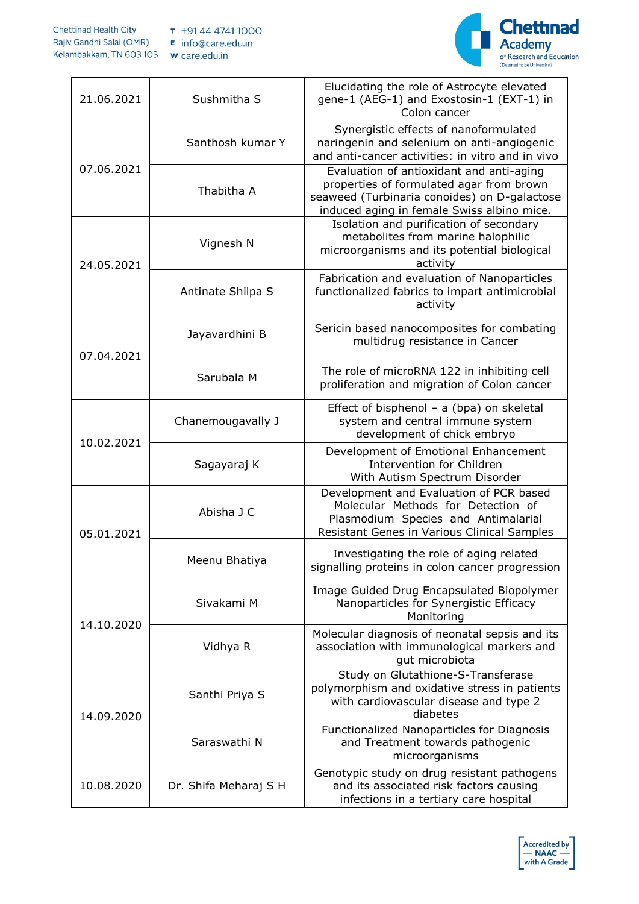| | | |
|---|---|---|
| 21.06.2021 | Sushmitha S | Elucidating the role of Astrocyte elevated gene-1 (AEG-1) and Exostosin-1 (EXT-1) in Colon cancer |
| 07.06.2021 | Santhosh kumar Y | Synergistic effects of nanoformulated naringenin and selenium on anti-angiogenic and anti-cancer activities: in vitro and in vivo |
| | Thabitha A | Evaluation of antioxidant and anti-aging properties of formulated agar from brown seaweed (Turbinaria conoides) on D-galactose induced aging in female Swiss albino mice. |
| 24.05.2021 | Vignesh N | Isolation and purification of secondary metabolites from marine halophilic microorganisms and its potential biological activity |
| | Antinate Shilpa S | Fabrication and evaluation of Nanoparticles functionalized fabrics to impart antimicrobial activity |
| 07.04.2021 | Jayavardhini B | Sericin based nanocomposites for combating multidrug resistance in Cancer |
| | Sarubala M | The role of microRNA 122 in inhibiting cell proliferation and migration of Colon cancer |
| 10.02.2021 | Chanemougavally J | Effect of bisphenol – a (bpa) on skeletal system and central immune system development of chick embryo |
| | Sagayaraj K | Development of Emotional Enhancement Intervention for Children With Autism Spectrum Disorder |
| 05.01.2021 | Abisha J C | Development and Evaluation of PCR based Molecular Methods for Detection of Plasmodium Species and Antimalarial Resistant Genes in Various Clinical Samples |
| | Meenu Bhatiya | Investigating the role of aging related signalling proteins in colon cancer progression |
| 14.10.2020 | Sivakami M | Image Guided Drug Encapsulated Biopolymer Nanoparticles for Synergistic Efficacy Monitoring |
| | Vidhya R | Molecular diagnosis of neonatal sepsis and its association with immunological markers and gut microbiota |
| 14.09.2020 | Santhi Priya S | Study on Glutathione-S-Transferase polymorphism and oxidative stress in patients with cardiovascular disease and type 2 diabetes |
| | Saraswathi N | Functionalized Nanoparticles for Diagnosis and Treatment towards pathogenic microorganisms |
| 10.08.2020 | Dr. Shifa Meharaj S H | Genotypic study on drug resistant pathogens and its associated risk factors causing infections in a tertiary care hospital |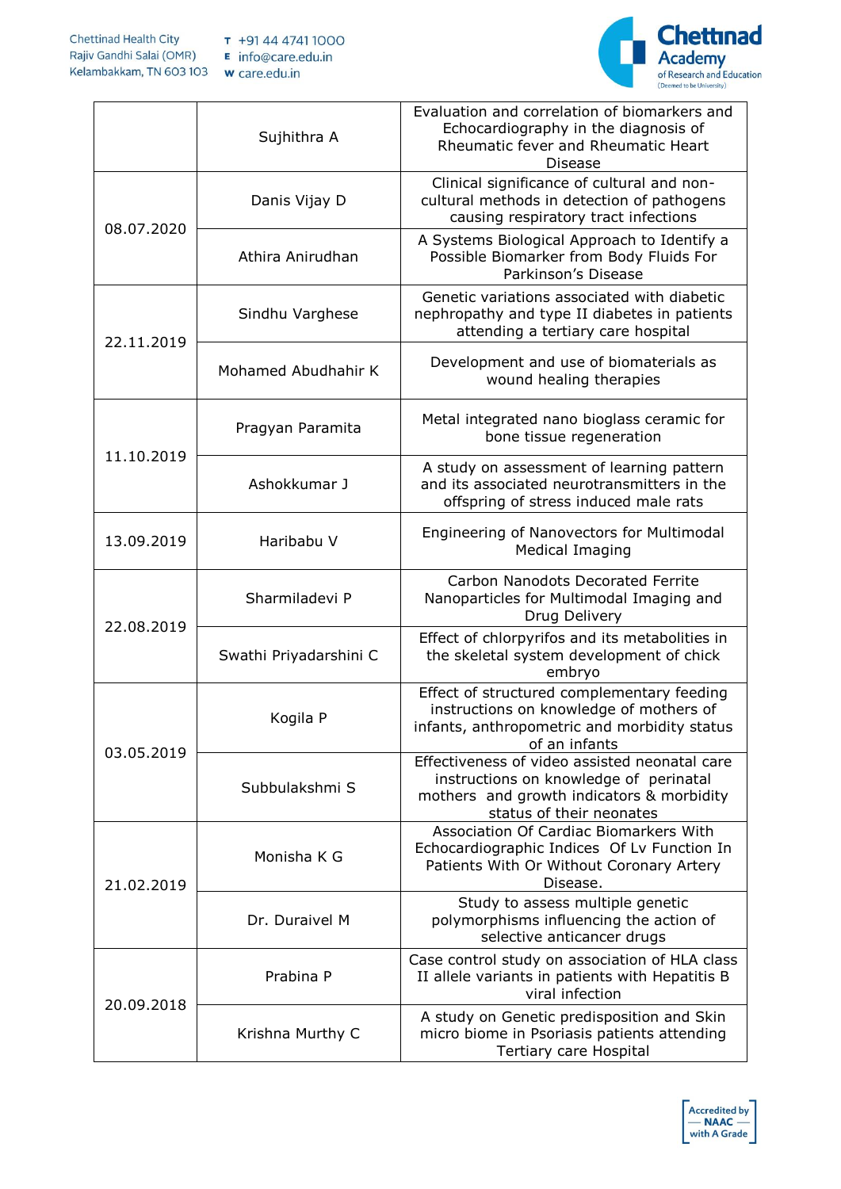|  |  |  |
|---|---|---|
|  | Sujhithra A | Evaluation and correlation of biomarkers and Echocardiography in the diagnosis of Rheumatic fever and Rheumatic Heart Disease |
| 08.07.2020 | Danis Vijay D | Clinical significance of cultural and non-cultural methods in detection of pathogens causing respiratory tract infections |
|  | Athira Anirudhan | A Systems Biological Approach to Identify a Possible Biomarker from Body Fluids For Parkinson's Disease |
| 22.11.2019 | Sindhu Varghese | Genetic variations associated with diabetic nephropathy and type II diabetes in patients attending a tertiary care hospital |
|  | Mohamed Abudhahir K | Development and use of biomaterials as wound healing therapies |
| 11.10.2019 | Pragyan Paramita | Metal integrated nano bioglass ceramic for bone tissue regeneration |
|  | Ashokkumar J | A study on assessment of learning pattern and its associated neurotransmitters in the offspring of stress induced male rats |
| 13.09.2019 | Haribabu V | Engineering of Nanovectors for Multimodal Medical Imaging |
| 22.08.2019 | Sharmiladevi P | Carbon Nanodots Decorated Ferrite Nanoparticles for Multimodal Imaging and Drug Delivery |
|  | Swathi Priyadarshini C | Effect of chlorpyrifos and its metabolities in the skeletal system development of chick embryo |
| 03.05.2019 | Kogila P | Effect of structured complementary feeding instructions on knowledge of mothers of infants, anthropometric and morbidity status of an infants |
|  | Subbulakshmi S | Effectiveness of video assisted neonatal care instructions on knowledge of perinatal mothers and growth indicators & morbidity status of their neonates |
| 21.02.2019 | Monisha K G | Association Of Cardiac Biomarkers With Echocardiographic Indices Of Lv Function In Patients With Or Without Coronary Artery Disease. |
|  | Dr. Duraivel M | Study to assess multiple genetic polymorphisms influencing the action of selective anticancer drugs |
| 20.09.2018 | Prabina P | Case control study on association of HLA class II allele variants in patients with Hepatitis B viral infection |
|  | Krishna Murthy C | A study on Genetic predisposition and Skin micro biome in Psoriasis patients attending Tertiary care Hospital |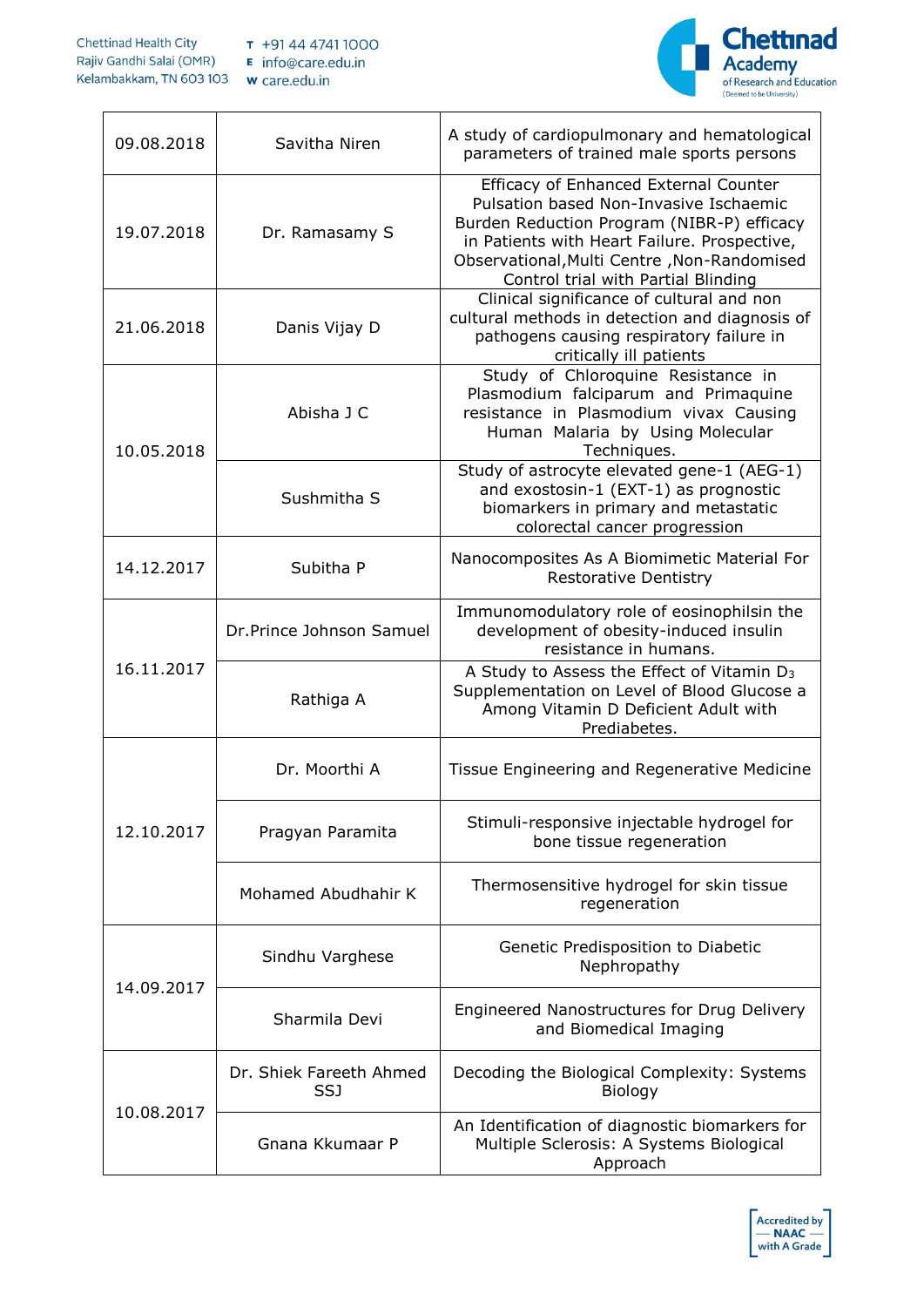| | | |
|---|---|---|
| 09.08.2018 | Savitha Niren | A study of cardiopulmonary and hematological parameters of trained male sports persons |
| 19.07.2018 | Dr. Ramasamy S | Efficacy of Enhanced External Counter Pulsation based Non-Invasive Ischaemic Burden Reduction Program (NIBR-P) efficacy in Patients with Heart Failure. Prospective, Observational,Multi Centre ,Non-Randomised Control trial with Partial Blinding |
| 21.06.2018 | Danis Vijay D | Clinical significance of cultural and non cultural methods in detection and diagnosis of pathogens causing respiratory failure in critically ill patients |
| 10.05.2018 | Abisha J C | Study of Chloroquine Resistance in Plasmodium falciparum and Primaquine resistance in Plasmodium vivax Causing Human Malaria by Using Molecular Techniques. |
| | Sushmitha S | Study of astrocyte elevated gene-1 (AEG-1) and exostosin-1 (EXT-1) as prognostic biomarkers in primary and metastatic colorectal cancer progression |
| 14.12.2017 | Subitha P | Nanocomposites As A Biomimetic Material For Restorative Dentistry |
| 16.11.2017 | Dr.Prince Johnson Samuel | Immunomodulatory role of eosinophilsin the development of obesity-induced insulin resistance in humans. |
| | Rathiga A | A Study to Assess the Effect of Vitamin $D_3$ Supplementation on Level of Blood Glucose a Among Vitamin D Deficient Adult with Prediabetes. |
| 12.10.2017 | Dr. Moorthi A | Tissue Engineering and Regenerative Medicine |
| | Pragyan Paramita | Stimuli-responsive injectable hydrogel for bone tissue regeneration |
| | Mohamed Abudhahir K | Thermosensitive hydrogel for skin tissue regeneration |
| 14.09.2017 | Sindhu Varghese | Genetic Predisposition to Diabetic Nephropathy |
| | Sharmila Devi | Engineered Nanostructures for Drug Delivery and Biomedical Imaging |
| 10.08.2017 | Dr. Shiek Fareeth Ahmed SSJ | Decoding the Biological Complexity: Systems Biology |
| | Gnana Kkumaar P | An Identification of diagnostic biomarkers for Multiple Sclerosis: A Systems Biological Approach |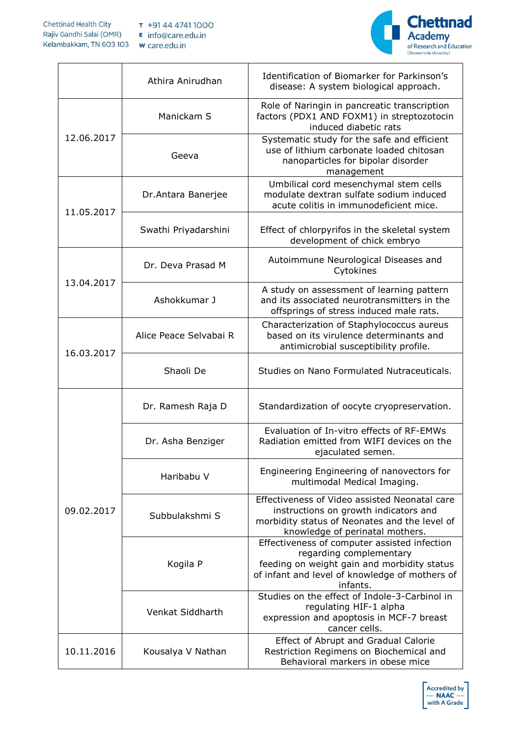| | | |
|---|---|---|
| | Athira Anirudhan | Identification of Biomarker for Parkinson's disease: A system biological approach. |
| 12.06.2017 | Manickam S | Role of Naringin in pancreatic transcription factors (PDX1 AND FOXM1) in streptozotocin induced diabetic rats |
| | Geeva | Systematic study for the safe and efficient use of lithium carbonate loaded chitosan nanoparticles for bipolar disorder management |
| 11.05.2017 | Dr.Antara Banerjee | Umbilical cord mesenchymal stem cells modulate dextran sulfate sodium induced acute colitis in immunodeficient mice. |
| | Swathi Priyadarshini | Effect of chlorpyrifos in the skeletal system development of chick embryo |
| 13.04.2017 | Dr. Deva Prasad M | Autoimmune Neurological Diseases and Cytokines |
| | Ashokkumar J | A study on assessment of learning pattern and its associated neurotransmitters in the offsprings of stress induced male rats. |
| 16.03.2017 | Alice Peace Selvabai R | Characterization of Staphylococcus aureus based on its virulence determinants and antimicrobial susceptibility profile. |
| | Shaoli De | Studies on Nano Formulated Nutraceuticals. |
| 09.02.2017 | Dr. Ramesh Raja D | Standardization of oocyte cryopreservation. |
| | Dr. Asha Benziger | Evaluation of In-vitro effects of RF-EMWs Radiation emitted from WIFI devices on the ejaculated semen. |
| | Haribabu V | Engineering Engineering of nanovectors for multimodal Medical Imaging. |
| | Subbulakshmi S | Effectiveness of Video assisted Neonatal care instructions on growth indicators and morbidity status of Neonates and the level of knowledge of perinatal mothers. |
| | Kogila P | Effectiveness of computer assisted infection regarding complementary feeding on weight gain and morbidity status of infant and level of knowledge of mothers of infants. |
| | Venkat Siddharth | Studies on the effect of Indole-3-Carbinol in regulating HIF-1 alpha expression and apoptosis in MCF-7 breast cancer cells. |
| 10.11.2016 | Kousalya V Nathan | Effect of Abrupt and Gradual Calorie Restriction Regimens on Biochemical and Behavioral markers in obese mice |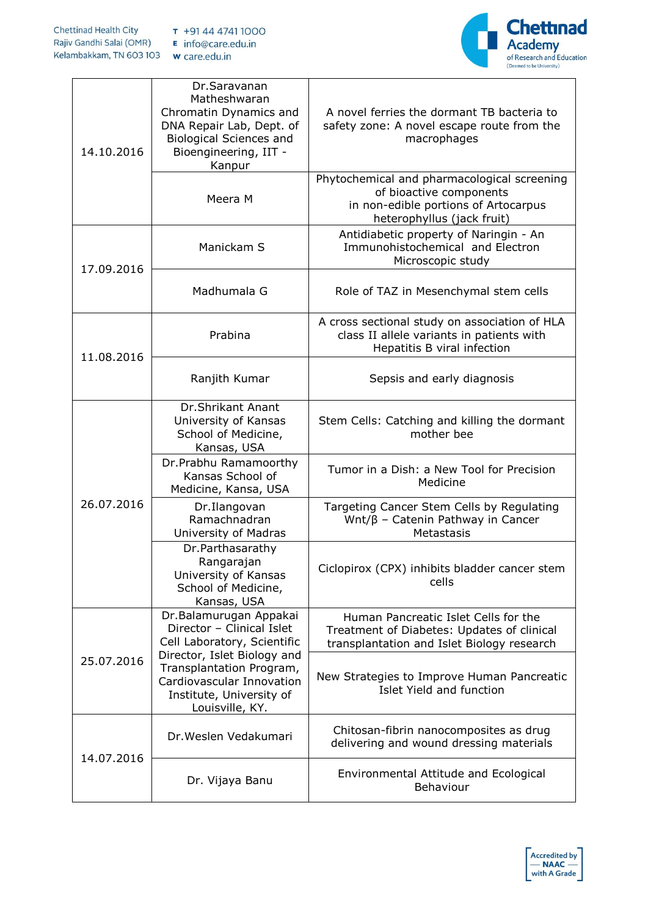| | | |
|---|---|---|
| 14.10.2016 | Dr.Saravanan Matheshwaran Chromatin Dynamics and DNA Repair Lab, Dept. of Biological Sciences and Bioengineering, IIT - Kanpur | A novel ferries the dormant TB bacteria to safety zone: A novel escape route from the macrophages |
| | Meera M | Phytochemical and pharmacological screening of bioactive components in non-edible portions of Artocarpus heterophyllus (jack fruit) |
| 17.09.2016 | Manickam S | Antidiabetic property of Naringin - An Immunohistochemical and Electron Microscopic study |
| | Madhumala G | Role of TAZ in Mesenchymal stem cells |
| 11.08.2016 | Prabina | A cross sectional study on association of HLA class II allele variants in patients with Hepatitis B viral infection |
| | Ranjith Kumar | Sepsis and early diagnosis |
| 26.07.2016 | Dr.Shrikant Anant University of Kansas School of Medicine, Kansas, USA | Stem Cells: Catching and killing the dormant mother bee |
| | Dr.Prabhu Ramamoorthy Kansas School of Medicine, Kansa, USA | Tumor in a Dish: a New Tool for Precision Medicine |
| | Dr.Ilangovan Ramachnadran University of Madras | Targeting Cancer Stem Cells by Regulating Wnt/β – Catenin Pathway in Cancer Metastasis |
| | Dr.Parthasarathy Rangarajan University of Kansas School of Medicine, Kansas, USA | Ciclopirox (CPX) inhibits bladder cancer stem cells |
| 25.07.2016 | Dr.Balamurugan Appakai Director – Clinical Islet Cell Laboratory, Scientific Director, Islet Biology and Transplantation Program, Cardiovascular Innovation Institute, University of Louisville, KY. | Human Pancreatic Islet Cells for the Treatment of Diabetes: Updates of clinical transplantation and Islet Biology research |
| | | New Strategies to Improve Human Pancreatic Islet Yield and function |
| 14.07.2016 | Dr.Weslen Vedakumari | Chitosan-fibrin nanocomposites as drug delivering and wound dressing materials |
| | Dr. Vijaya Banu | Environmental Attitude and Ecological Behaviour |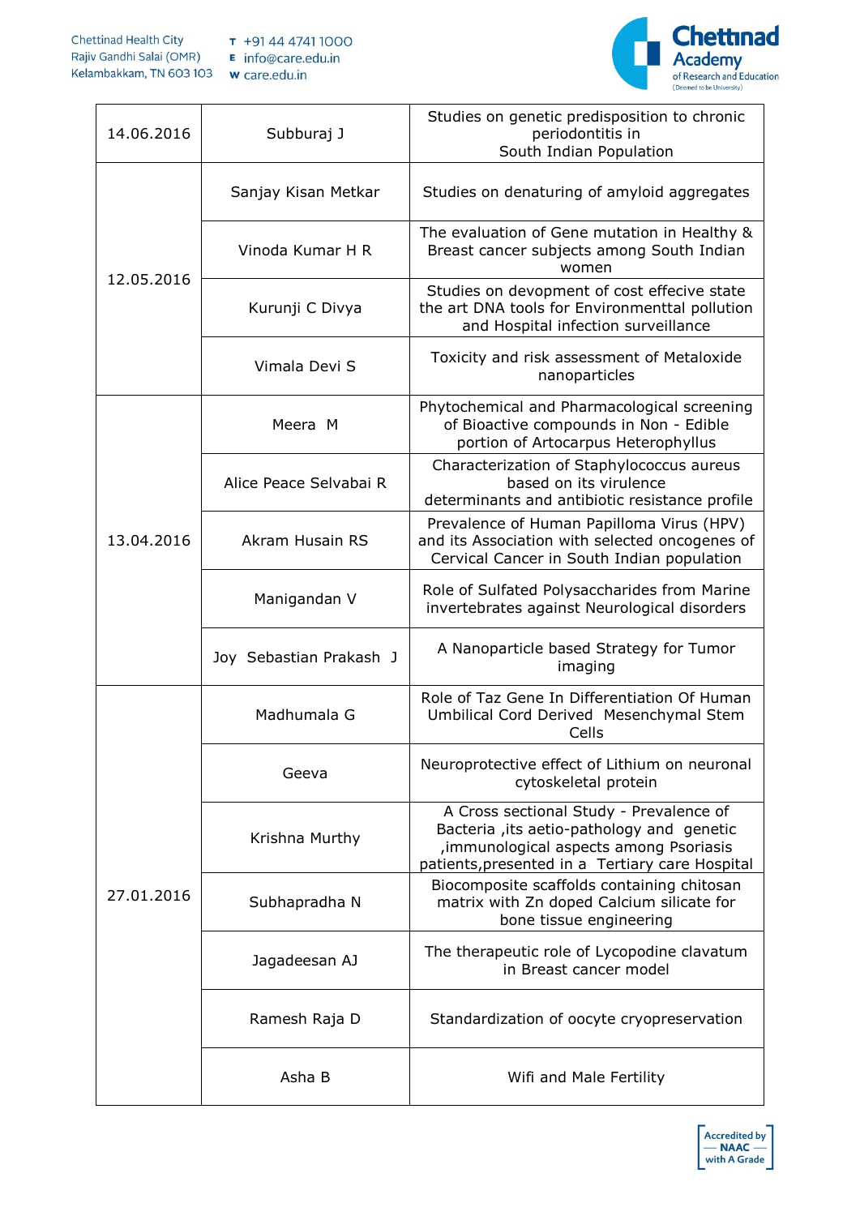| | | |
|---|---|---|
| 14.06.2016 | Subburaj J | Studies on genetic predisposition to chronic periodontitis in South Indian Population |
| 12.05.2016 | Sanjay Kisan Metkar | Studies on denaturing of amyloid aggregates |
| | Vinoda Kumar H R | The evaluation of Gene mutation in Healthy & Breast cancer subjects among South Indian women |
| | Kurunji C Divya | Studies on devopment of cost effecive state the art DNA tools for Environmenttal pollution and Hospital infection surveillance |
| | Vimala Devi S | Toxicity and risk assessment of Metaloxide nanoparticles |
| 13.04.2016 | Meera M | Phytochemical and Pharmacological screening of Bioactive compounds in Non - Edible portion of Artocarpus Heterophyllus |
| | Alice Peace Selvabai R | Characterization of Staphylococcus aureus based on its virulence determinants and antibiotic resistance profile |
| | Akram Husain RS | Prevalence of Human Papilloma Virus (HPV) and its Association with selected oncogenes of Cervical Cancer in South Indian population |
| | Manigandan V | Role of Sulfated Polysaccharides from Marine invertebrates against Neurological disorders |
| | Joy Sebastian Prakash J | A Nanoparticle based Strategy for Tumor imaging |
| 27.01.2016 | Madhumala G | Role of Taz Gene In Differentiation Of Human Umbilical Cord Derived Mesenchymal Stem Cells |
| | Geeva | Neuroprotective effect of Lithium on neuronal cytoskeletal protein |
| | Krishna Murthy | A Cross sectional Study - Prevalence of Bacteria ,its aetio-pathology and genetic ,immunological aspects among Psoriasis patients,presented in a Tertiary care Hospital |
| | Subhapradha N | Biocomposite scaffolds containing chitosan matrix with Zn doped Calcium silicate for bone tissue engineering |
| | Jagadeesan AJ | The therapeutic role of Lycopodine clavatum in Breast cancer model |
| | Ramesh Raja D | Standardization of oocyte cryopreservation |
| | Asha B | Wifi and Male Fertility |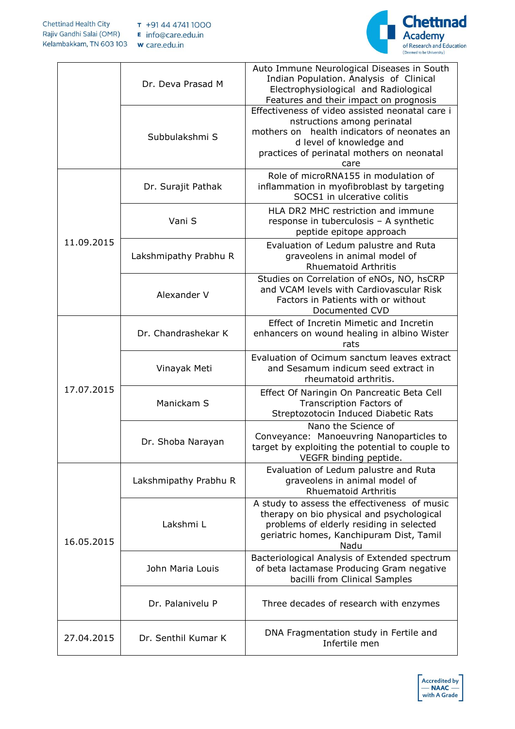| | | |
|---|---|---|
| | Dr. Deva Prasad M | Auto Immune Neurological Diseases in South Indian Population. Analysis of Clinical Electrophysiological and Radiological Features and their impact on prognosis |
| | Subbulakshmi S | Effectiveness of video assisted neonatal care i nstructions among perinatal mothers on health indicators of neonates an d level of knowledge and practices of perinatal mothers on neonatal care |
| 11.09.2015 | Dr. Surajit Pathak | Role of microRNA155 in modulation of inflammation in myofibroblast by targeting SOCS1 in ulcerative colitis |
| | Vani S | HLA DR2 MHC restriction and immune response in tuberculosis – A synthetic peptide epitope approach |
| | Lakshmipathy Prabhu R | Evaluation of Ledum palustre and Ruta graveolens in animal model of Rhuematoid Arthritis |
| | Alexander V | Studies on Correlation of eNOs, NO, hsCRP and VCAM levels with Cardiovascular Risk Factors in Patients with or without Documented CVD |
| 17.07.2015 | Dr. Chandrashekar K | Effect of Incretin Mimetic and Incretin enhancers on wound healing in albino Wister rats |
| | Vinayak Meti | Evaluation of Ocimum sanctum leaves extract and Sesamum indicum seed extract in rheumatoid arthritis. |
| | Manickam S | Effect Of Naringin On Pancreatic Beta Cell Transcription Factors of Streptozotocin Induced Diabetic Rats |
| | Dr. Shoba Narayan | Nano the Science of Conveyance: Manoeuvring Nanoparticles to target by exploiting the potential to couple to VEGFR binding peptide. |
| 16.05.2015 | Lakshmipathy Prabhu R | Evaluation of Ledum palustre and Ruta graveolens in animal model of Rhuematoid Arthritis |
| | Lakshmi L | A study to assess the effectiveness of music therapy on bio physical and psychological problems of elderly residing in selected geriatric homes, Kanchipuram Dist, Tamil Nadu |
| | John Maria Louis | Bacteriological Analysis of Extended spectrum of beta lactamase Producing Gram negative bacilli from Clinical Samples |
| | Dr. Palanivelu P | Three decades of research with enzymes |
| 27.04.2015 | Dr. Senthil Kumar K | DNA Fragmentation study in Fertile and Infertile men |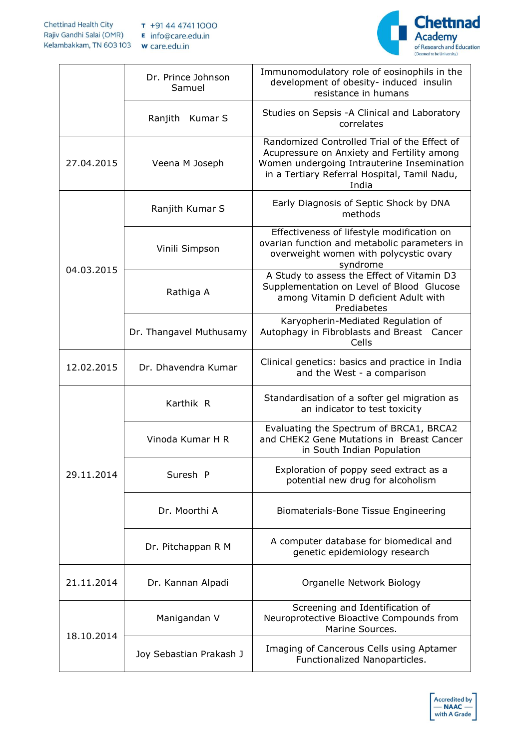| | | |
|---|---|---|
| | Dr. Prince Johnson Samuel | Immunomodulatory role of eosinophils in the development of obesity- induced insulin resistance in humans |
| | Ranjith Kumar S | Studies on Sepsis -A Clinical and Laboratory correlates |
| 27.04.2015 | Veena M Joseph | Randomized Controlled Trial of the Effect of Acupressure on Anxiety and Fertility among Women undergoing Intrauterine Insemination in a Tertiary Referral Hospital, Tamil Nadu, India |
| 04.03.2015 | Ranjith Kumar S | Early Diagnosis of Septic Shock by DNA methods |
| | Vinili Simpson | Effectiveness of lifestyle modification on ovarian function and metabolic parameters in overweight women with polycystic ovary syndrome |
| | Rathiga A | A Study to assess the Effect of Vitamin D3 Supplementation on Level of Blood Glucose among Vitamin D deficient Adult with Prediabetes |
| | Dr. Thangavel Muthusamy | Karyopherin-Mediated Regulation of Autophagy in Fibroblasts and Breast Cancer Cells |
| 12.02.2015 | Dr. Dhavendra Kumar | Clinical genetics: basics and practice in India and the West - a comparison |
| 29.11.2014 | Karthik R | Standardisation of a softer gel migration as an indicator to test toxicity |
| | Vinoda Kumar H R | Evaluating the Spectrum of BRCA1, BRCA2 and CHEK2 Gene Mutations in Breast Cancer in South Indian Population |
| | Suresh P | Exploration of poppy seed extract as a potential new drug for alcoholism |
| | Dr. Moorthi A | Biomaterials-Bone Tissue Engineering |
| | Dr. Pitchappan R M | A computer database for biomedical and genetic epidemiology research |
| 21.11.2014 | Dr. Kannan Alpadi | Organelle Network Biology |
| 18.10.2014 | Manigandan V | Screening and Identification of Neuroprotective Bioactive Compounds from Marine Sources. |
| | Joy Sebastian Prakash J | Imaging of Cancerous Cells using Aptamer Functionalized Nanoparticles. |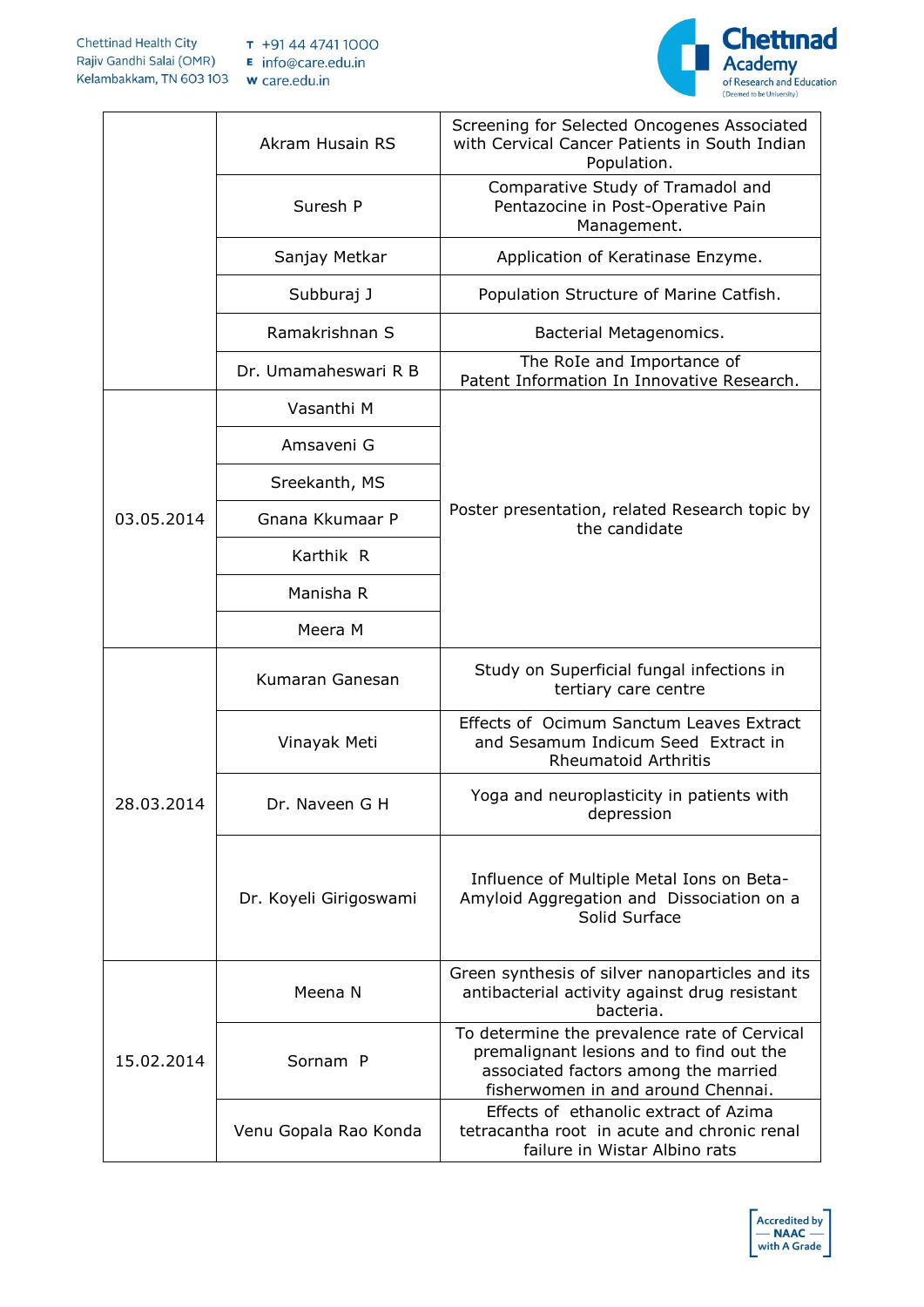| | | |
|---|---|---|
| | Akram Husain RS | Screening for Selected Oncogenes Associated with Cervical Cancer Patients in South Indian Population. |
| | Suresh P | Comparative Study of Tramadol and Pentazocine in Post-Operative Pain Management. |
| | Sanjay Metkar | Application of Keratinase Enzyme. |
| | Subburaj J | Population Structure of Marine Catfish. |
| | Ramakrishnan S | Bacterial Metagenomics. |
| | Dr. Umamaheswari R B | The RoIe and Importance of Patent Information In Innovative Research. |
| 03.05.2014 | Vasanthi M | Poster presentation, related Research topic by the candidate |
| | Amsaveni G | |
| | Sreekanth, MS | |
| | Gnana Kkumaar P | |
| | Karthik R | |
| | Manisha R | |
| | Meera M | |
| 28.03.2014 | Kumaran Ganesan | Study on Superficial fungal infections in tertiary care centre |
| | Vinayak Meti | Effects of Ocimum Sanctum Leaves Extract and Sesamum Indicum Seed Extract in Rheumatoid Arthritis |
| | Dr. Naveen G H | Yoga and neuroplasticity in patients with depression |
| | Dr. Koyeli Girigoswami | Influence of Multiple Metal Ions on Beta-Amyloid Aggregation and Dissociation on a Solid Surface |
| 15.02.2014 | Meena N | Green synthesis of silver nanoparticles and its antibacterial activity against drug resistant bacteria. |
| | Sornam P | To determine the prevalence rate of Cervical premalignant lesions and to find out the associated factors among the married fisherwomen in and around Chennai. |
| | Venu Gopala Rao Konda | Effects of ethanolic extract of Azima tetracantha root in acute and chronic renal failure in Wistar Albino rats |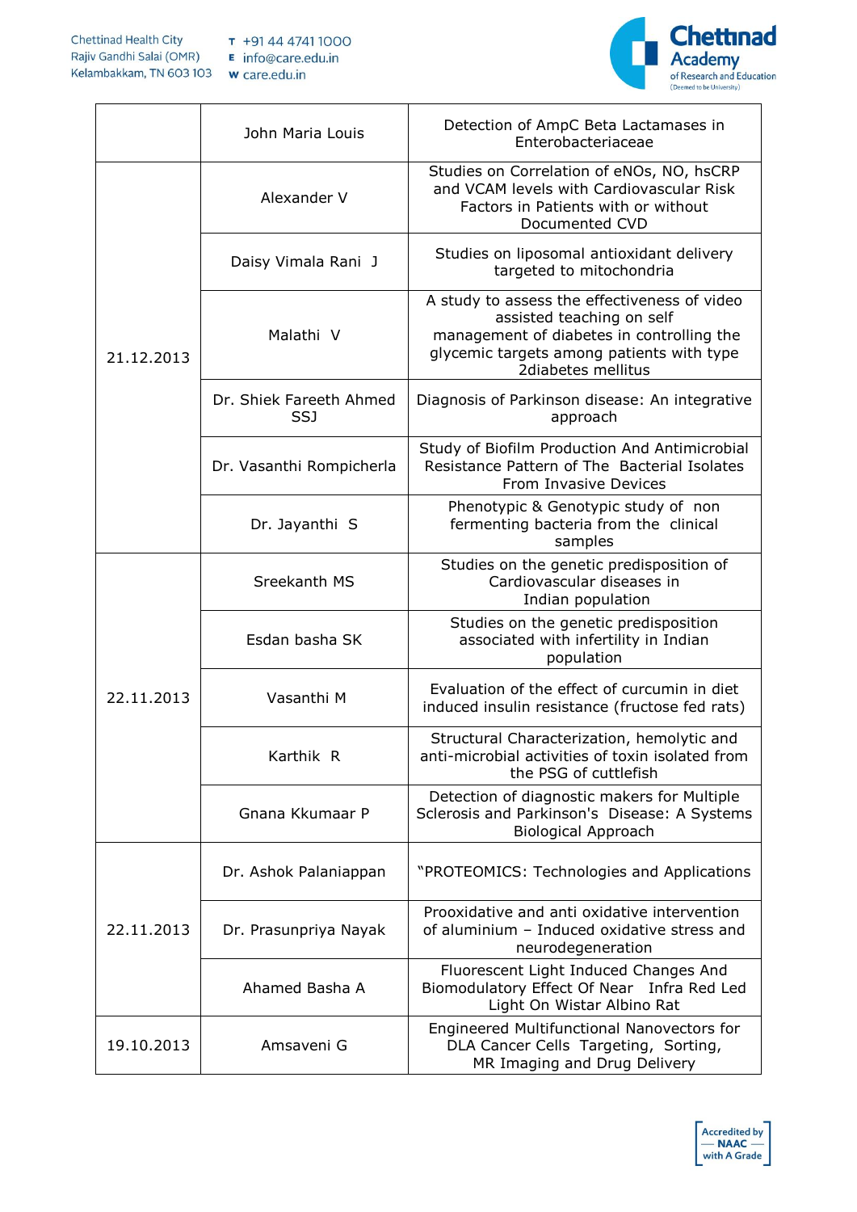| | | |
|---|---|---|
| | John Maria Louis | Detection of AmpC Beta Lactamases in Enterobacteriaceae |
| 21.12.2013 | Alexander V | Studies on Correlation of eNOs, NO, hsCRP and VCAM levels with Cardiovascular Risk Factors in Patients with or without Documented CVD |
| | Daisy Vimala Rani J | Studies on liposomal antioxidant delivery targeted to mitochondria |
| | Malathi V | A study to assess the effectiveness of video assisted teaching on self management of diabetes in controlling the glycemic targets among patients with type 2diabetes mellitus |
| | Dr. Shiek Fareeth Ahmed SSJ | Diagnosis of Parkinson disease: An integrative approach |
| | Dr. Vasanthi Rompicherla | Study of Biofilm Production And Antimicrobial Resistance Pattern of The Bacterial Isolates From Invasive Devices |
| | Dr. Jayanthi S | Phenotypic & Genotypic study of non fermenting bacteria from the clinical samples |
| 22.11.2013 | Sreekanth MS | Studies on the genetic predisposition of Cardiovascular diseases in Indian population |
| | Esdan basha SK | Studies on the genetic predisposition associated with infertility in Indian population |
| | Vasanthi M | Evaluation of the effect of curcumin in diet induced insulin resistance (fructose fed rats) |
| | Karthik R | Structural Characterization, hemolytic and anti-microbial activities of toxin isolated from the PSG of cuttlefish |
| | Gnana Kkumaar P | Detection of diagnostic makers for Multiple Sclerosis and Parkinson's Disease: A Systems Biological Approach |
| 22.11.2013 | Dr. Ashok Palaniappan | "PROTEOMICS: Technologies and Applications |
| | Dr. Prasunpriya Nayak | Prooxidative and anti oxidative intervention of aluminium – Induced oxidative stress and neurodegeneration |
| | Ahamed Basha A | Fluorescent Light Induced Changes And Biomodulatory Effect Of Near Infra Red Led Light On Wistar Albino Rat |
| 19.10.2013 | Amsaveni G | Engineered Multifunctional Nanovectors for DLA Cancer Cells Targeting, Sorting, MR Imaging and Drug Delivery |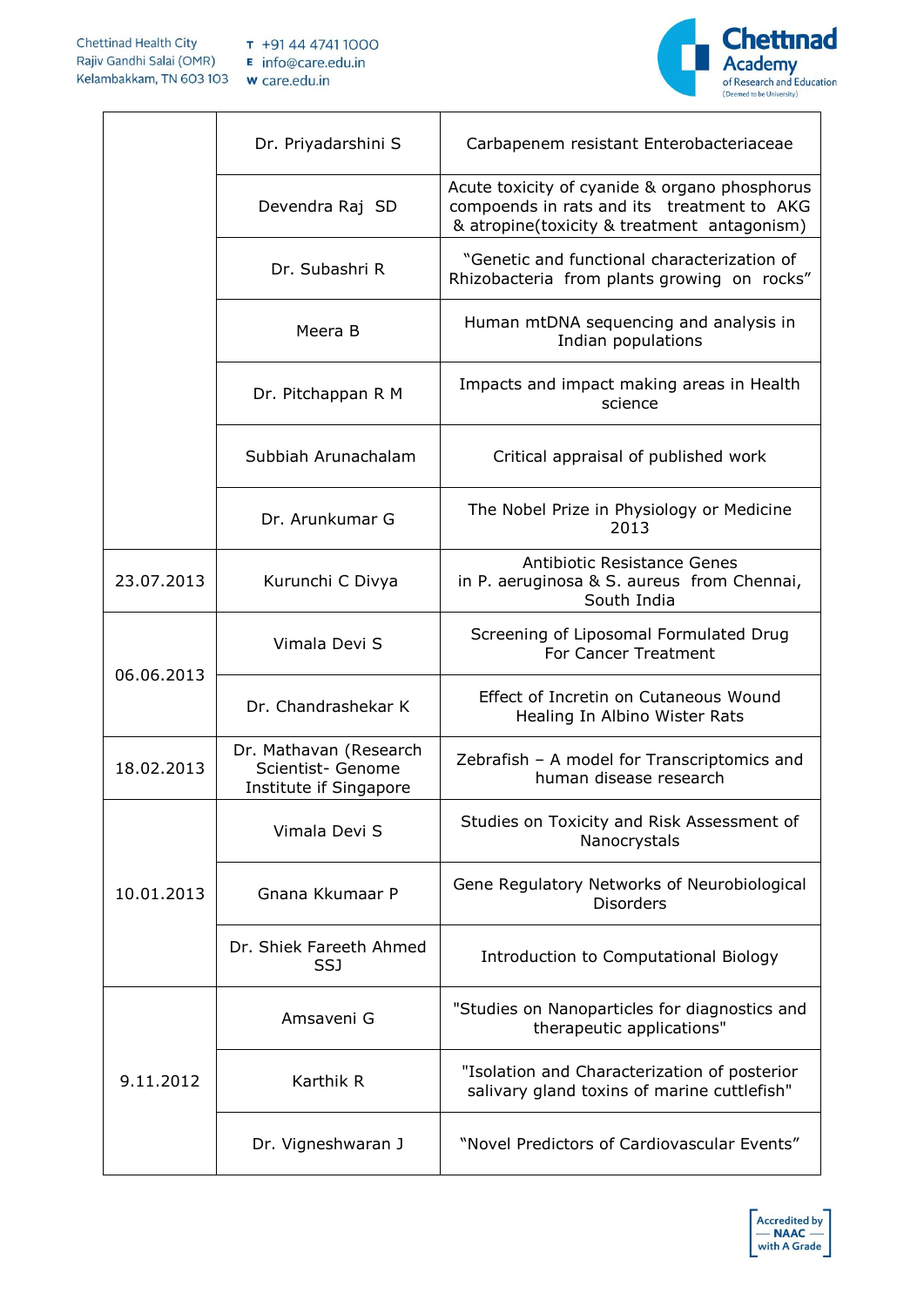| | | |
|---|---|---|
| | Dr. Priyadarshini S | Carbapenem resistant Enterobacteriaceae |
| | Devendra Raj SD | Acute toxicity of cyanide & organo phosphorus compoends in rats and its treatment to AKG & atropine(toxicity & treatment antagonism) |
| | Dr. Subashri R | "Genetic and functional characterization of Rhizobacteria from plants growing on rocks" |
| | Meera B | Human mtDNA sequencing and analysis in Indian populations |
| | Dr. Pitchappan R M | Impacts and impact making areas in Health science |
| | Subbiah Arunachalam | Critical appraisal of published work |
| | Dr. Arunkumar G | The Nobel Prize in Physiology or Medicine 2013 |
| 23.07.2013 | Kurunchi C Divya | Antibiotic Resistance Genes in P. aeruginosa & S. aureus from Chennai, South India |
| 06.06.2013 | Vimala Devi S | Screening of Liposomal Formulated Drug For Cancer Treatment |
| | Dr. Chandrashekar K | Effect of Incretin on Cutaneous Wound Healing In Albino Wister Rats |
| 18.02.2013 | Dr. Mathavan (Research Scientist- Genome Institute if Singapore | Zebrafish – A model for Transcriptomics and human disease research |
| 10.01.2013 | Vimala Devi S | Studies on Toxicity and Risk Assessment of Nanocrystals |
| | Gnana Kkumaar P | Gene Regulatory Networks of Neurobiological Disorders |
| | Dr. Shiek Fareeth Ahmed SSJ | Introduction to Computational Biology |
| 9.11.2012 | Amsaveni G | "Studies on Nanoparticles for diagnostics and therapeutic applications" |
| | Karthik R | "Isolation and Characterization of posterior salivary gland toxins of marine cuttlefish" |
| | Dr. Vigneshwaran J | "Novel Predictors of Cardiovascular Events" |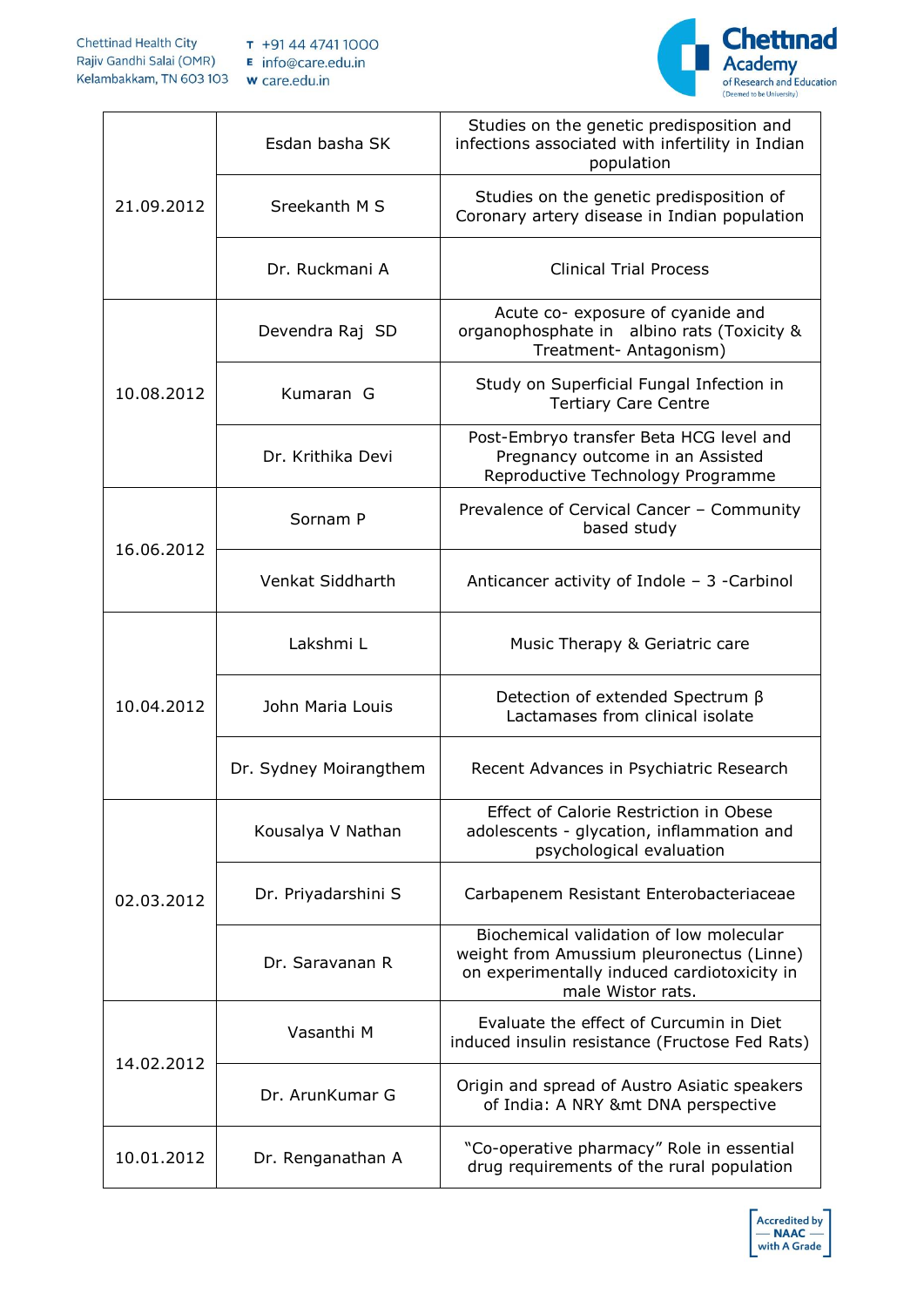| | | |
|---|---|---|
| 21.09.2012 | Esdan basha SK | Studies on the genetic predisposition and infections associated with infertility in Indian population |
| | Sreekanth M S | Studies on the genetic predisposition of Coronary artery disease in Indian population |
| | Dr. Ruckmani A | Clinical Trial Process |
| 10.08.2012 | Devendra Raj SD | Acute co- exposure of cyanide and organophosphate in albino rats (Toxicity & Treatment- Antagonism) |
| | Kumaran G | Study on Superficial Fungal Infection in Tertiary Care Centre |
| | Dr. Krithika Devi | Post-Embryo transfer Beta HCG level and Pregnancy outcome in an Assisted Reproductive Technology Programme |
| 16.06.2012 | Sornam P | Prevalence of Cervical Cancer – Community based study |
| | Venkat Siddharth | Anticancer activity of Indole – 3 -Carbinol |
| 10.04.2012 | Lakshmi L | Music Therapy & Geriatric care |
| | John Maria Louis | Detection of extended Spectrum β Lactamases from clinical isolate |
| | Dr. Sydney Moirangthem | Recent Advances in Psychiatric Research |
| 02.03.2012 | Kousalya V Nathan | Effect of Calorie Restriction in Obese adolescents - glycation, inflammation and psychological evaluation |
| | Dr. Priyadarshini S | Carbapenem Resistant Enterobacteriaceae |
| | Dr. Saravanan R | Biochemical validation of low molecular weight from Amussium pleuronectus (Linne) on experimentally induced cardiotoxicity in male Wistor rats. |
| 14.02.2012 | Vasanthi M | Evaluate the effect of Curcumin in Diet induced insulin resistance (Fructose Fed Rats) |
| | Dr. ArunKumar G | Origin and spread of Austro Asiatic speakers of India: A NRY &mt DNA perspective |
| 10.01.2012 | Dr. Renganathan A | "Co-operative pharmacy" Role in essential drug requirements of the rural population |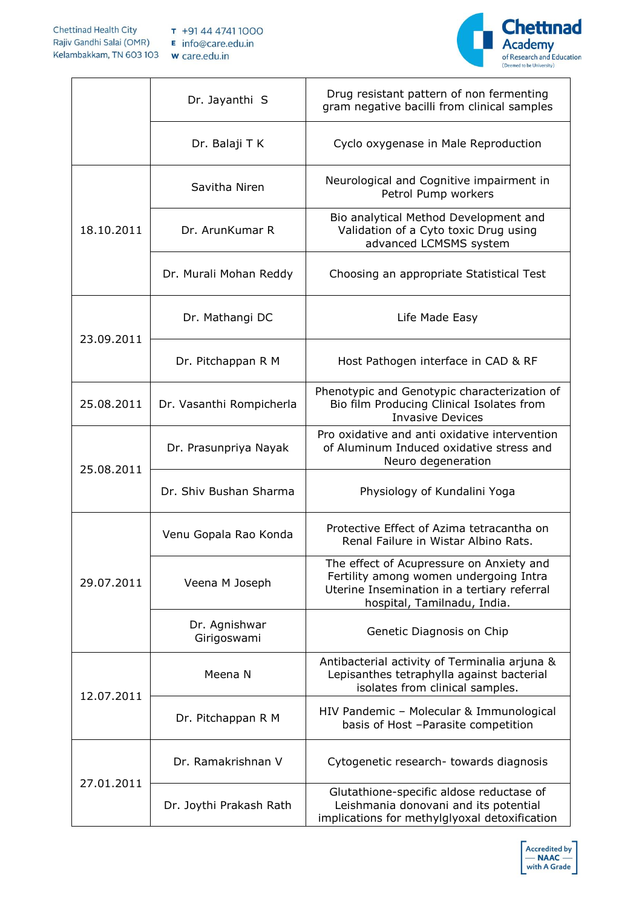| | | |
|---|---|---|
| | Dr. Jayanthi S | Drug resistant pattern of non fermenting gram negative bacilli from clinical samples |
| | Dr. Balaji T K | Cyclo oxygenase in Male Reproduction |
| 18.10.2011 | Savitha Niren | Neurological and Cognitive impairment in Petrol Pump workers |
| | Dr. ArunKumar R | Bio analytical Method Development and Validation of a Cyto toxic Drug using advanced LCMSMS system |
| | Dr. Murali Mohan Reddy | Choosing an appropriate Statistical Test |
| 23.09.2011 | Dr. Mathangi DC | Life Made Easy |
| | Dr. Pitchappan R M | Host Pathogen interface in CAD & RF |
| 25.08.2011 | Dr. Vasanthi Rompicherla | Phenotypic and Genotypic characterization of Bio film Producing Clinical Isolates from Invasive Devices |
| 25.08.2011 | Dr. Prasunpriya Nayak | Pro oxidative and anti oxidative intervention of Aluminum Induced oxidative stress and Neuro degeneration |
| | Dr. Shiv Bushan Sharma | Physiology of Kundalini Yoga |
| 29.07.2011 | Venu Gopala Rao Konda | Protective Effect of Azima tetracantha on Renal Failure in Wistar Albino Rats. |
| | Veena M Joseph | The effect of Acupressure on Anxiety and Fertility among women undergoing Intra Uterine Insemination in a tertiary referral hospital, Tamilnadu, India. |
| | Dr. Agnishwar Girigoswami | Genetic Diagnosis on Chip |
| 12.07.2011 | Meena N | Antibacterial activity of Terminalia arjuna & Lepisanthes tetraphylla against bacterial isolates from clinical samples. |
| | Dr. Pitchappan R M | HIV Pandemic – Molecular & Immunological basis of Host –Parasite competition |
| 27.01.2011 | Dr. Ramakrishnan V | Cytogenetic research- towards diagnosis |
| | Dr. Joythi Prakash Rath | Glutathione-specific aldose reductase of Leishmania donovani and its potential implications for methylglyoxal detoxification |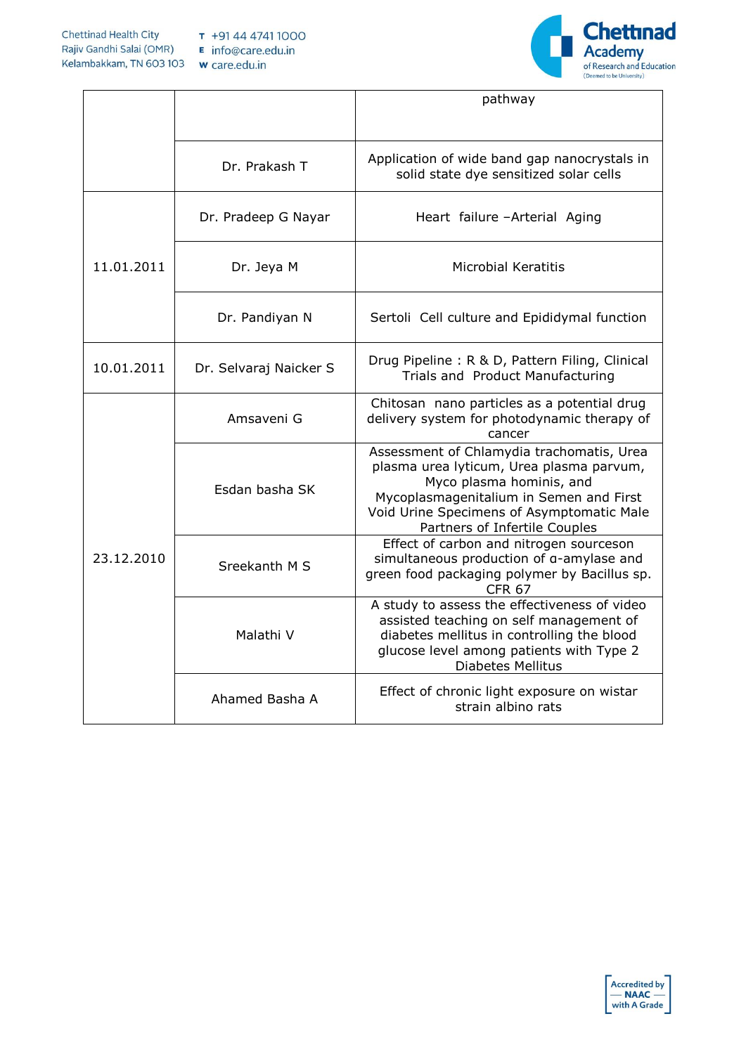| | | |
|---|---|---|
| | | pathway |
| | Dr. Prakash T | Application of wide band gap nanocrystals in solid state dye sensitized solar cells |
| 11.01.2011 | Dr. Pradeep G Nayar | Heart failure –Arterial Aging |
| | Dr. Jeya M | Microbial Keratitis |
| | Dr. Pandiyan N | Sertoli Cell culture and Epididymal function |
| 10.01.2011 | Dr. Selvaraj Naicker S | Drug Pipeline : R & D, Pattern Filing, Clinical Trials and Product Manufacturing |
| 23.12.2010 | Amsaveni G | Chitosan nano particles as a potential drug delivery system for photodynamic therapy of cancer |
| | Esdan basha SK | Assessment of Chlamydia trachomatis, Urea plasma urea lyticum, Urea plasma parvum, Myco plasma hominis, and Mycoplasmagenitalium in Semen and First Void Urine Specimens of Asymptomatic Male Partners of Infertile Couples |
| | Sreekanth M S | Effect of carbon and nitrogen sourceson simultaneous production of α-amylase and green food packaging polymer by Bacillus sp. CFR 67 |
| | Malathi V | A study to assess the effectiveness of video assisted teaching on self management of diabetes mellitus in controlling the blood glucose level among patients with Type 2 Diabetes Mellitus |
| | Ahamed Basha A | Effect of chronic light exposure on wistar strain albino rats |